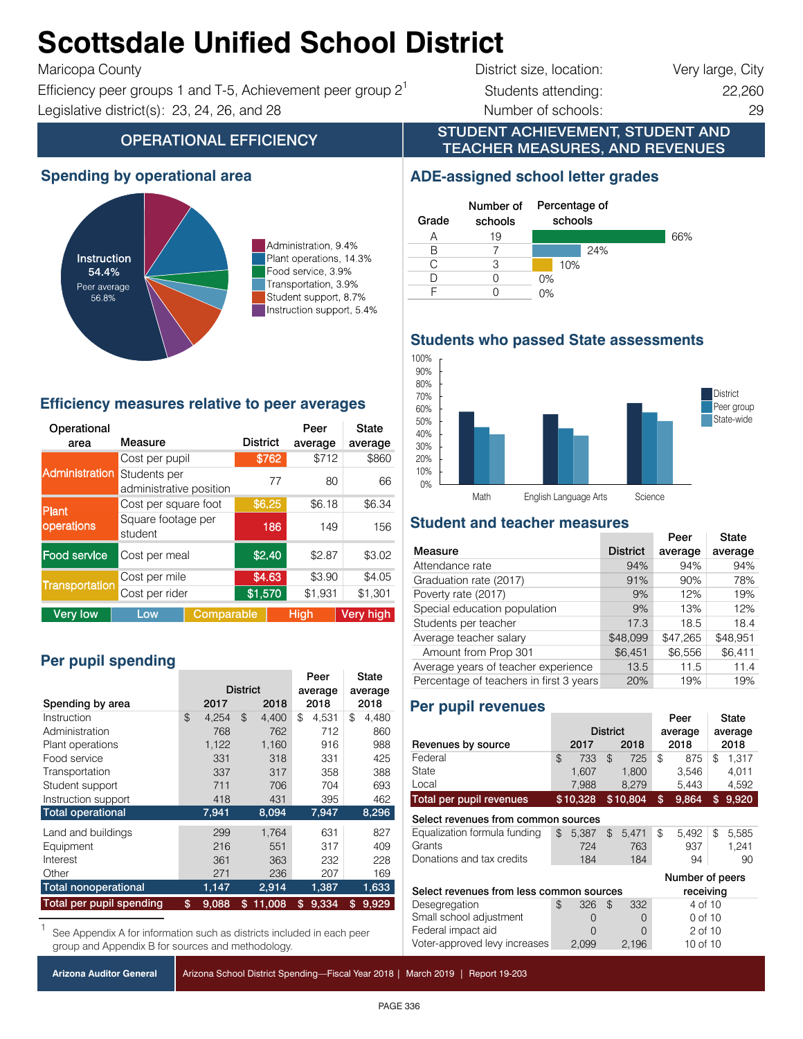# Scottsdale Unified School District

Maricopa County

Efficiency peer groups 1 and T-5, Achievement peer group 2[1]

Legislative district(s): 23, 24, 26, and 28

District size, location: Very large, City

Students attending: 22,260

Number of schools: 29

## OPERATIONAL EFFICIENCY

### Spending by operational area

- Instruction 54.4% (Peer average 56.8%)
- Administration, 9.4%
- Plant operations, 14.3%
- Food service, 3.9%
- Transportation, 3.9%
- Student support, 8.7%
- Instruction support, 5.4%

### Efficiency measures relative to peer averages

| Operational area | Measure | District | Peer average | State average |
|---|---|---|---|---|
| Administration | Cost per pupil | $762 | $712 | $860 |
| | Students per administrative position | 77 | 80 | 66 |
| Plant operations | Cost per square foot | $6.25 | $6.18 | $6.34 |
| | Square footage per student | 186 | 149 | 156 |
| Food service | Cost per meal | $2.40 | $2.87 | $3.02 |
| Transportation | Cost per mile | $4.63 | $3.90 | $4.05 |
| | Cost per rider | $1,570 | $1,931 | $1,301 |

Very low | Low | Comparable | High | Very high

### Per pupil spending

| Spending by area | District 2017 | District 2018 | Peer average 2018 | State average 2018 |
|---|---|---|---|---|
| Instruction | $ 4,254 | $ 4,400 | $ 4,531 | $ 4,480 |
| Administration | 768 | 762 | 712 | 860 |
| Plant operations | 1,122 | 1,160 | 916 | 988 |
| Food service | 331 | 318 | 331 | 425 |
| Transportation | 337 | 317 | 358 | 388 |
| Student support | 711 | 706 | 704 | 693 |
| Instruction support | 418 | 431 | 395 | 462 |
| **Total operational** | **7,941** | **8,094** | **7,947** | **8,296** |
| Land and buildings | 299 | 1,764 | 631 | 827 |
| Equipment | 216 | 551 | 317 | 409 |
| Interest | 361 | 363 | 232 | 228 |
| Other | 271 | 236 | 207 | 169 |
| **Total nonoperational** | **1,147** | **2,914** | **1,387** | **1,633** |
| **Total per pupil spending** | **$ 9,088** | **$ 11,008** | **$ 9,334** | **$ 9,929** |

[1] See Appendix A for information such as districts included in each peer group and Appendix B for sources and methodology.

## STUDENT ACHIEVEMENT, STUDENT AND TEACHER MEASURES, AND REVENUES

### ADE-assigned school letter grades

| Grade | Number of schools | Percentage of schools |
|---|---|---|
| A | 19 | 66% |
| B | 7 | 24% |
| C | 3 | 10% |
| D | 0 | 0% |
| F | 0 | 0% |

### Students who passed State assessments

(Chart: District, Peer group, State-wide for Math, English Language Arts, Science)

### Student and teacher measures

| Measure | District | Peer average | State average |
|---|---|---|---|
| Attendance rate | 94% | 94% | 94% |
| Graduation rate (2017) | 91% | 90% | 78% |
| Poverty rate (2017) | 9% | 12% | 19% |
| Special education population | 9% | 13% | 12% |
| Students per teacher | 17.3 | 18.5 | 18.4 |
| Average teacher salary | $48,099 | $47,265 | $48,951 |
| Amount from Prop 301 | $6,451 | $6,556 | $6,411 |
| Average years of teacher experience | 13.5 | 11.5 | 11.4 |
| Percentage of teachers in first 3 years | 20% | 19% | 19% |

### Per pupil revenues

| Revenues by source | District 2017 | District 2018 | Peer average 2018 | State average 2018 |
|---|---|---|---|---|
| Federal | $ 733 | $ 725 | $ 875 | $ 1,317 |
| State | 1,607 | 1,800 | 3,546 | 4,011 |
| Local | 7,988 | 8,279 | 5,443 | 4,592 |
| **Total per pupil revenues** | **$ 10,328** | **$ 10,804** | **$ 9,864** | **$ 9,920** |
| **Select revenues from common sources** | | | | |
| Equalization formula funding | $ 5,387 | $ 5,471 | $ 5,492 | $ 5,585 |
| Grants | 724 | 763 | 937 | 1,241 |
| Donations and tax credits | 184 | 184 | 94 | 90 |

| Select revenues from less common sources | District 2017 | District 2018 | Number of peers receiving |
|---|---|---|---|
| Desegregation | $ 326 | $ 332 | 4 of 10 |
| Small school adjustment | 0 | 0 | 0 of 10 |
| Federal impact aid | 0 | 0 | 2 of 10 |
| Voter-approved levy increases | 2,099 | 2,196 | 10 of 10 |

Arizona Auditor General | Arizona School District Spending—Fiscal Year 2018 | March 2019 | Report 19-203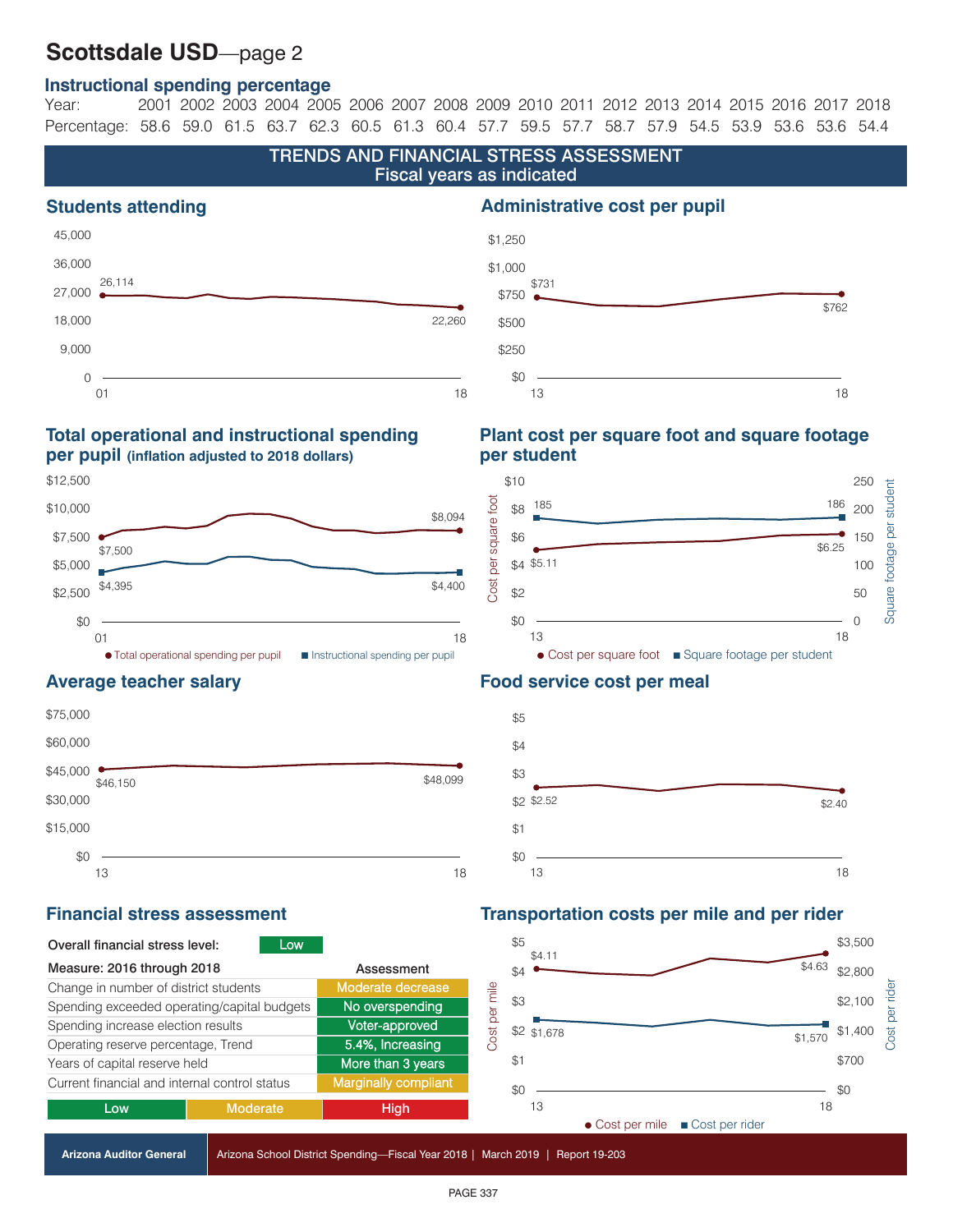# Scottsdale USD—page 2

## Instructional spending percentage

| Year: | 2001 | 2002 | 2003 | 2004 | 2005 | 2006 | 2007 | 2008 | 2009 | 2010 | 2011 | 2012 | 2013 | 2014 | 2015 | 2016 | 2017 | 2018 |
|---|---|---|---|---|---|---|---|---|---|---|---|---|---|---|---|---|---|---|
| Percentage: | 58.6 | 59.0 | 61.5 | 63.7 | 62.3 | 60.5 | 61.3 | 60.4 | 57.7 | 59.5 | 57.7 | 58.7 | 57.9 | 54.5 | 53.9 | 53.6 | 53.6 | 54.4 |

## TRENDS AND FINANCIAL STRESS ASSESSMENT
Fiscal years as indicated

### Students attending

45,000
36,000
27,000
18,000
9,000
0
26,114
22,260
01
18

### Administrative cost per pupil

$1,250
$1,000
$750
$500
$250
$0
$731
$762
13
18

### Total operational and instructional spending per pupil (inflation adjusted to 2018 dollars)

$12,500
$10,000
$7,500
$5,000
$2,500
$0
$7,500
$8,094
$4,395
$4,400
01
18
● Total operational spending per pupil ■ Instructional spending per pupil

### Plant cost per square foot and square footage per student

$10
$8
$6
$4
$2
$0
Cost per square foot
250
200
150
100
50
0
Square footage per student
185
186
$5.11
$6.25
13
18
● Cost per square foot ■ Square footage per student

### Average teacher salary

$75,000
$60,000
$45,000
$30,000
$15,000
$0
$46,150
$48,099
13
18

### Food service cost per meal

$5
$4
$3
$2
$1
$0
$2.52
$2.40
13
18

### Financial stress assessment

Overall financial stress level: Low

| Measure: 2016 through 2018 | Assessment |
|---|---|
| Change in number of district students | Moderate decrease |
| Spending exceeded operating/capital budgets | No overspending |
| Spending increase election results | Voter-approved |
| Operating reserve percentage, Trend | 5.4%, Increasing |
| Years of capital reserve held | More than 3 years |
| Current financial and internal control status | Marginally compliant |

Low | Moderate | High

### Transportation costs per mile and per rider

$5
$4
$3
$2
$1
$0
Cost per mile
$3,500
$2,800
$2,100
$1,400
$700
$0
Cost per rider
$4.11
$4.63
$1,678
$1,570
13
18
● Cost per mile ■ Cost per rider